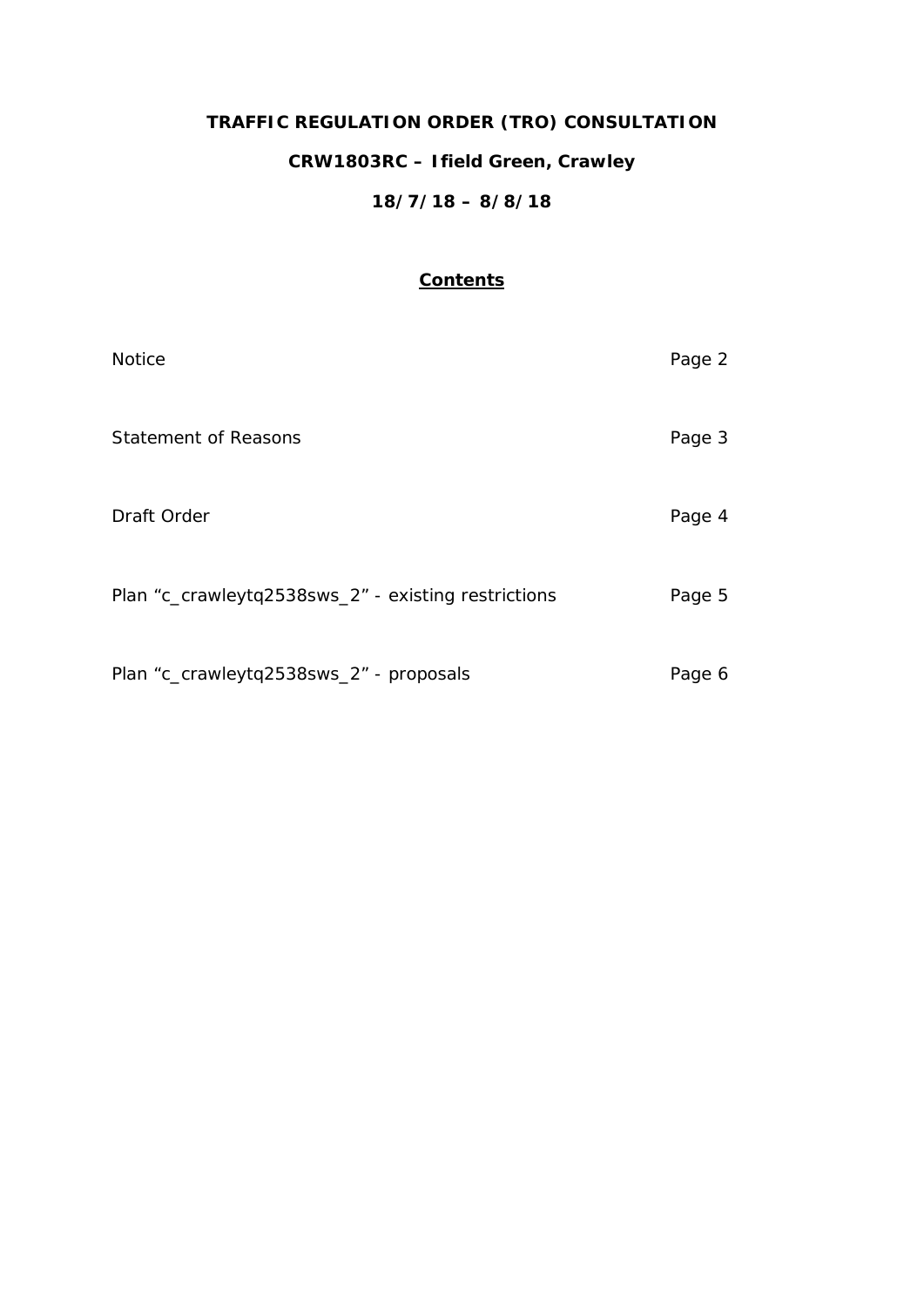# TRAFFIC REGULATION ORDER (TRO) CONSULTATION

## CRW1803RC – Ifield Green, Crawley

## 18/7/18 – 8/8/18

### <u>Contents</u>

| | |
|---|---|
| Notice | Page 2 |
| Statement of Reasons | Page 3 |
| Draft Order | Page 4 |
| Plan "c_crawleytq2538sws_2" - existing restrictions | Page 5 |
| Plan "c_crawleytq2538sws_2" - proposals | Page 6 |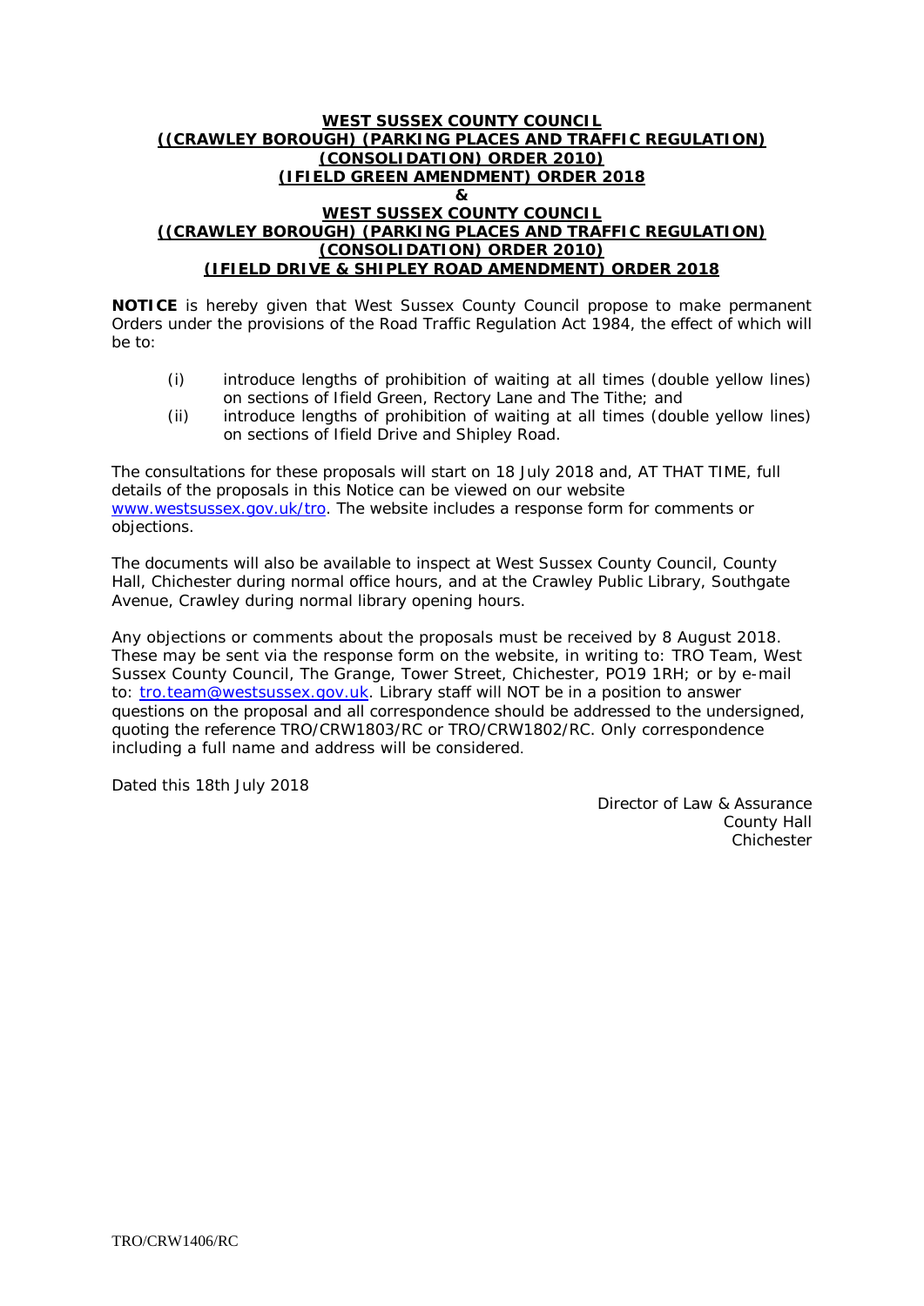**WEST SUSSEX COUNTY COUNCIL**
**((CRAWLEY BOROUGH) (PARKING PLACES AND TRAFFIC REGULATION) (CONSOLIDATION) ORDER 2010)**
**(IFIELD GREEN AMENDMENT) ORDER 2018**
**&**
**WEST SUSSEX COUNTY COUNCIL**
**((CRAWLEY BOROUGH) (PARKING PLACES AND TRAFFIC REGULATION) (CONSOLIDATION) ORDER 2010)**
**(IFIELD DRIVE & SHIPLEY ROAD AMENDMENT) ORDER 2018**

**NOTICE** is hereby given that West Sussex County Council propose to make permanent Orders under the provisions of the Road Traffic Regulation Act 1984, the effect of which will be to:

(i) introduce lengths of prohibition of waiting at all times (double yellow lines) on sections of Ifield Green, Rectory Lane and The Tithe; and
(ii) introduce lengths of prohibition of waiting at all times (double yellow lines) on sections of Ifield Drive and Shipley Road.

The consultations for these proposals will start on 18 July 2018 and, AT THAT TIME, full details of the proposals in this Notice can be viewed on our website www.westsussex.gov.uk/tro. The website includes a response form for comments or objections.

The documents will also be available to inspect at West Sussex County Council, County Hall, Chichester during normal office hours, and at the Crawley Public Library, Southgate Avenue, Crawley during normal library opening hours.

Any objections or comments about the proposals must be received by 8 August 2018. These may be sent via the response form on the website, in writing to: TRO Team, West Sussex County Council, The Grange, Tower Street, Chichester, PO19 1RH; or by e-mail to: tro.team@westsussex.gov.uk. Library staff will NOT be in a position to answer questions on the proposal and all correspondence should be addressed to the undersigned, quoting the reference TRO/CRW1803/RC or TRO/CRW1802/RC. Only correspondence including a full name and address will be considered.

Dated this 18th July 2018

Director of Law & Assurance
County Hall
Chichester

TRO/CRW1406/RC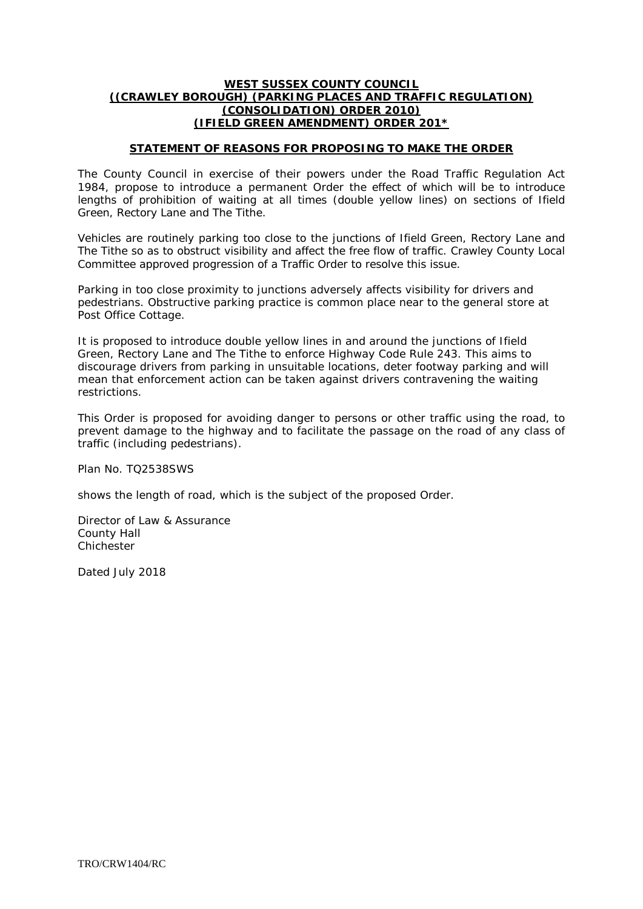**WEST SUSSEX COUNTY COUNCIL**
**((CRAWLEY BOROUGH) (PARKING PLACES AND TRAFFIC REGULATION) (CONSOLIDATION) ORDER 2010)**
**(IFIELD GREEN AMENDMENT) ORDER 201***

## STATEMENT OF REASONS FOR PROPOSING TO MAKE THE ORDER

The County Council in exercise of their powers under the Road Traffic Regulation Act 1984, propose to introduce a permanent Order the effect of which will be to introduce lengths of prohibition of waiting at all times (double yellow lines) on sections of Ifield Green, Rectory Lane and The Tithe.

Vehicles are routinely parking too close to the junctions of Ifield Green, Rectory Lane and The Tithe so as to obstruct visibility and affect the free flow of traffic. Crawley County Local Committee approved progression of a Traffic Order to resolve this issue.

Parking in too close proximity to junctions adversely affects visibility for drivers and pedestrians. Obstructive parking practice is common place near to the general store at Post Office Cottage.

It is proposed to introduce double yellow lines in and around the junctions of Ifield Green, Rectory Lane and The Tithe to enforce Highway Code Rule 243. This aims to discourage drivers from parking in unsuitable locations, deter footway parking and will mean that enforcement action can be taken against drivers contravening the waiting restrictions.

This Order is proposed for avoiding danger to persons or other traffic using the road, to prevent damage to the highway and to facilitate the passage on the road of any class of traffic (including pedestrians).

Plan No. TQ2538SWS

shows the length of road, which is the subject of the proposed Order.

Director of Law & Assurance
County Hall
Chichester

Dated July 2018

TRO/CRW1404/RC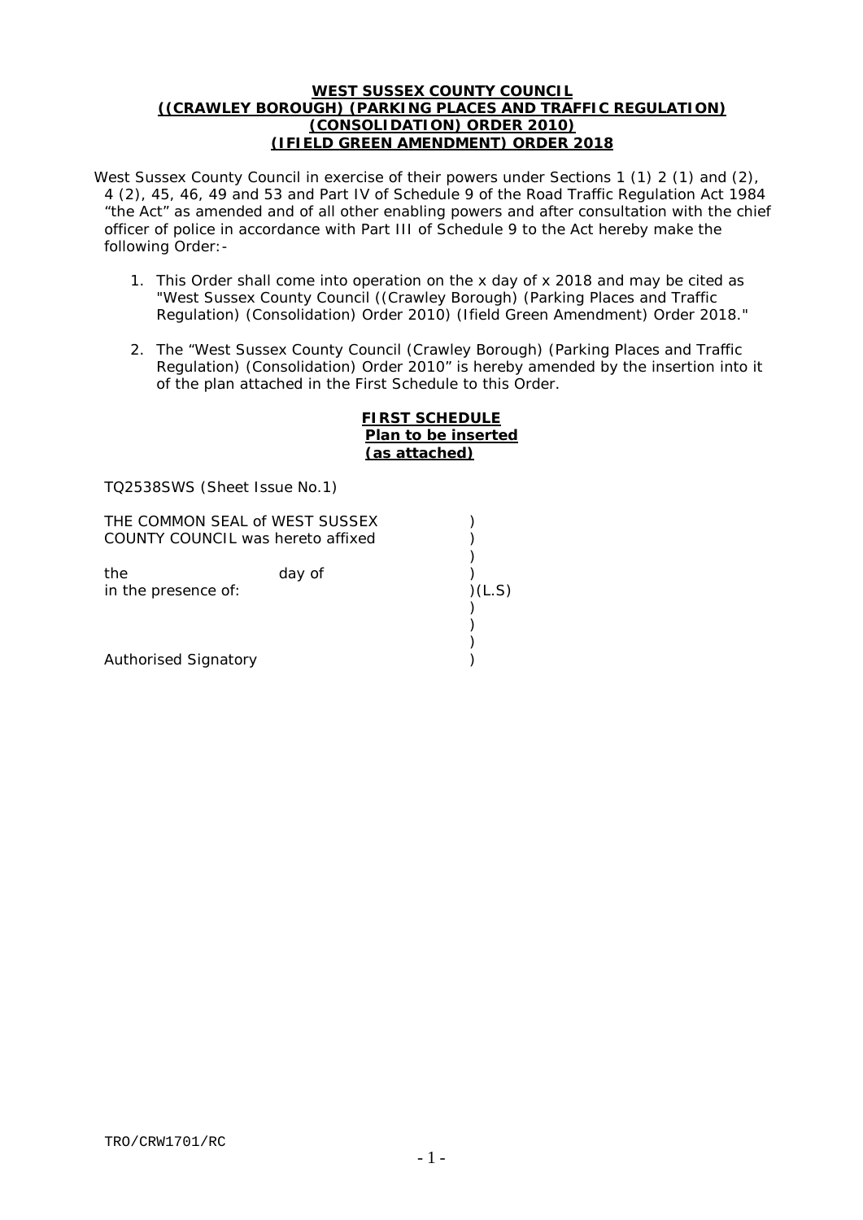**WEST SUSSEX COUNTY COUNCIL**
**((CRAWLEY BOROUGH) (PARKING PLACES AND TRAFFIC REGULATION) (CONSOLIDATION) ORDER 2010)**
**(IFIELD GREEN AMENDMENT) ORDER 2018**

West Sussex County Council in exercise of their powers under Sections 1 (1) 2 (1) and (2), 4 (2), 45, 46, 49 and 53 and Part IV of Schedule 9 of the Road Traffic Regulation Act 1984 "the Act" as amended and of all other enabling powers and after consultation with the chief officer of police in accordance with Part III of Schedule 9 to the Act hereby make the following Order:-

1. This Order shall come into operation on the x day of x 2018 and may be cited as "West Sussex County Council ((Crawley Borough) (Parking Places and Traffic Regulation) (Consolidation) Order 2010) (Ifield Green Amendment) Order 2018."

2. The "West Sussex County Council (Crawley Borough) (Parking Places and Traffic Regulation) (Consolidation) Order 2010" is hereby amended by the insertion into it of the plan attached in the First Schedule to this Order.

**FIRST SCHEDULE**
**Plan to be inserted**
**(as attached)**

TQ2538SWS (Sheet Issue No.1)

THE COMMON SEAL of WEST SUSSEX )
COUNTY COUNCIL was hereto affixed )
)
the day of )
in the presence of: )(L.S)
)
)
)
Authorised Signatory )

TRO/CRW1701/RC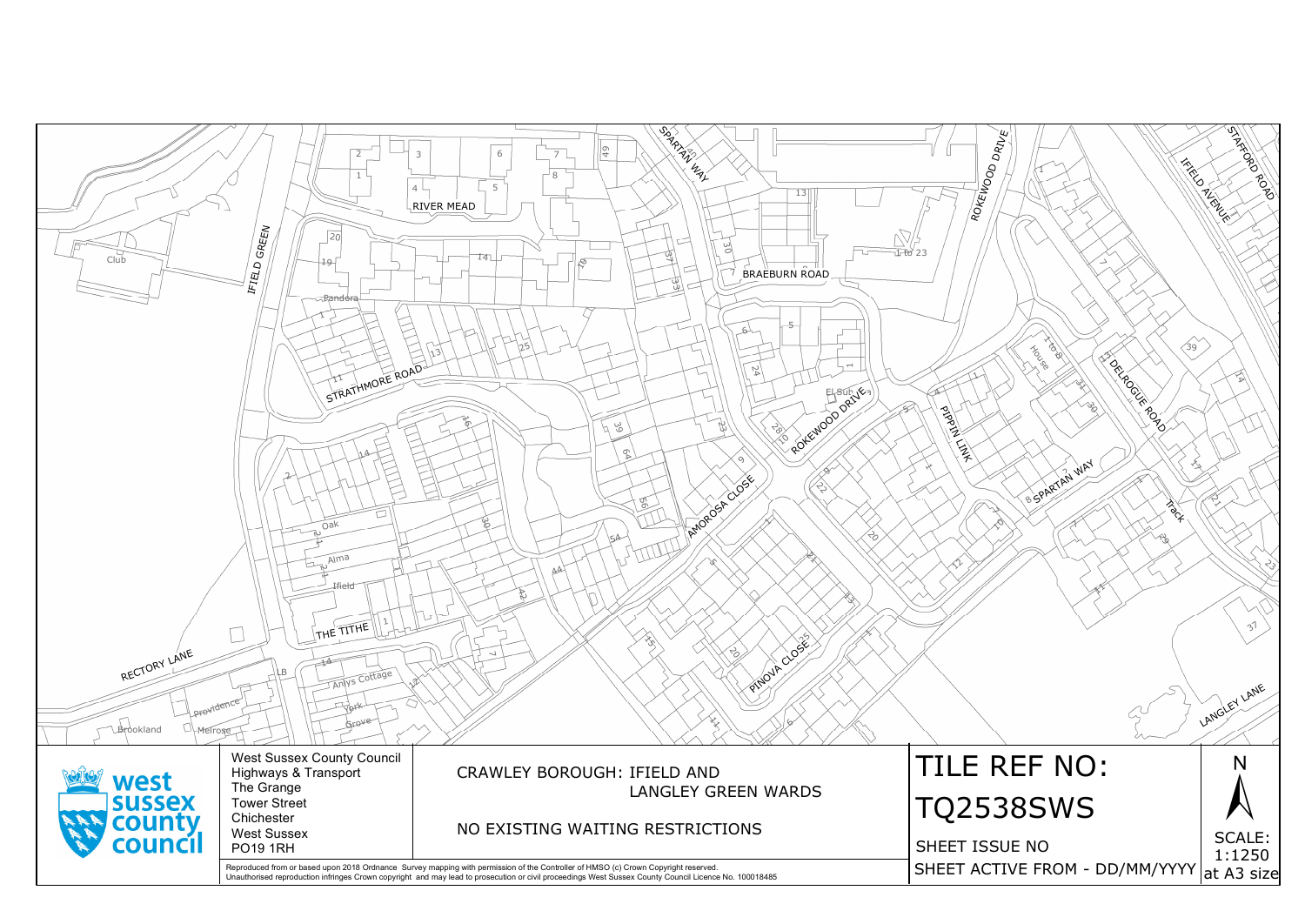West Sussex County Council
Highways & Transport
The Grange
Tower Street
Chichester
West Sussex
PO19 1RH

CRAWLEY BOROUGH: IFIELD AND LANGLEY GREEN WARDS

NO EXISTING WAITING RESTRICTIONS

# TILE REF NO: TQ2538SWS

SHEET ISSUE NO

SHEET ACTIVE FROM - DD/MM/YYYY

N

SCALE: 1:1250 at A3 size

Reproduced from or based upon 2018 Ordnance Survey mapping with permission of the Controller of HMSO (c) Crown Copyright reserved.
Unauthorised reproduction infringes Crown copyright and may lead to prosecution or civil proceedings West Sussex County Council Licence No. 100018485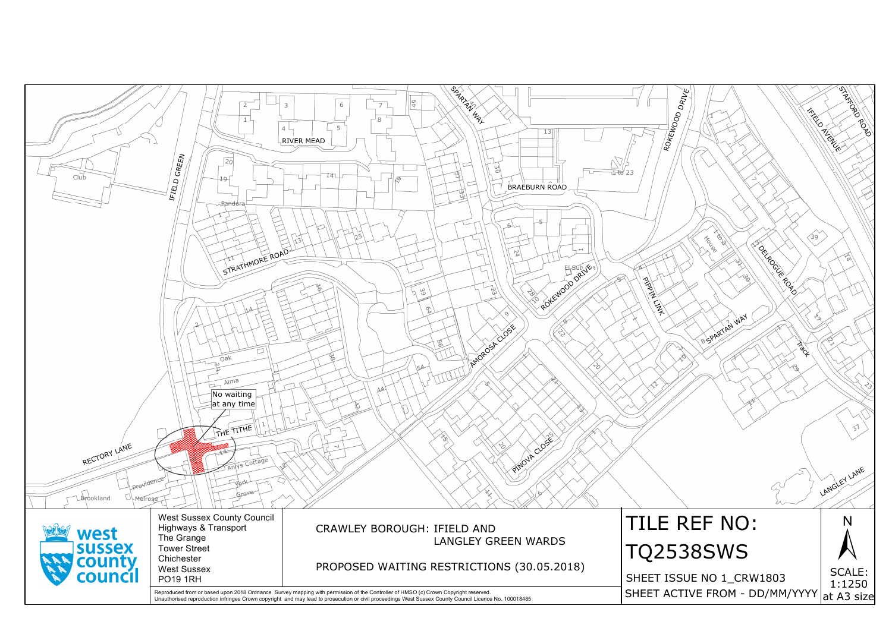No waiting at any time

West Sussex County Council
Highways & Transport
The Grange
Tower Street
Chichester
West Sussex
PO19 1RH

CRAWLEY BOROUGH: IFIELD AND LANGLEY GREEN WARDS

PROPOSED WAITING RESTRICTIONS (30.05.2018)

# TILE REF NO: TQ2538SWS

SHEET ISSUE NO 1_CRW1803

SHEET ACTIVE FROM - DD/MM/YYYY

N

SCALE: 1:1250 at A3 size

Reproduced from or based upon 2018 Ordnance Survey mapping with permission of the Controller of HMSO (c) Crown Copyright reserved.
Unauthorised reproduction infringes Crown copyright and may lead to prosecution or civil proceedings West Sussex County Council Licence No. 100018485